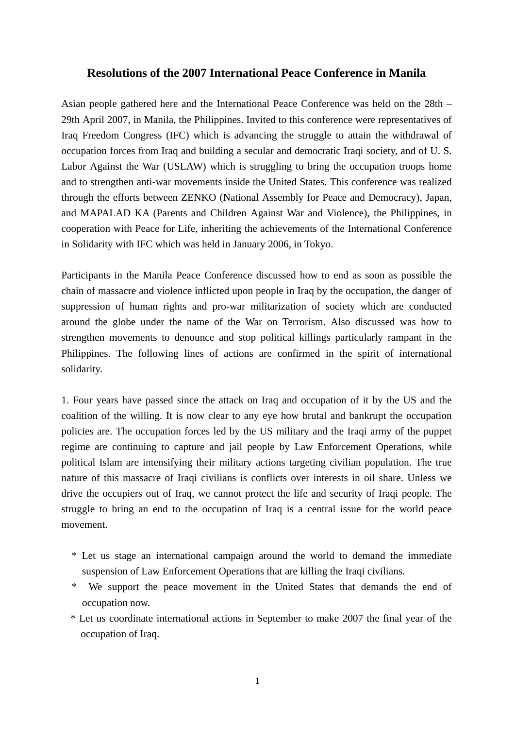# Resolutions of the 2007 International Peace Conference in Manila

Asian people gathered here and the International Peace Conference was held on the 28th – 29th April 2007, in Manila, the Philippines. Invited to this conference were representatives of Iraq Freedom Congress (IFC) which is advancing the struggle to attain the withdrawal of occupation forces from Iraq and building a secular and democratic Iraqi society, and of U. S. Labor Against the War (USLAW) which is struggling to bring the occupation troops home and to strengthen anti-war movements inside the United States. This conference was realized through the efforts between ZENKO (National Assembly for Peace and Democracy), Japan, and MAPALAD KA (Parents and Children Against War and Violence), the Philippines, in cooperation with Peace for Life, inheriting the achievements of the International Conference in Solidarity with IFC which was held in January 2006, in Tokyo.

Participants in the Manila Peace Conference discussed how to end as soon as possible the chain of massacre and violence inflicted upon people in Iraq by the occupation, the danger of suppression of human rights and pro-war militarization of society which are conducted around the globe under the name of the War on Terrorism. Also discussed was how to strengthen movements to denounce and stop political killings particularly rampant in the Philippines. The following lines of actions are confirmed in the spirit of international solidarity.

1. Four years have passed since the attack on Iraq and occupation of it by the US and the coalition of the willing. It is now clear to any eye how brutal and bankrupt the occupation policies are. The occupation forces led by the US military and the Iraqi army of the puppet regime are continuing to capture and jail people by Law Enforcement Operations, while political Islam are intensifying their military actions targeting civilian population. The true nature of this massacre of Iraqi civilians is conflicts over interests in oil share. Unless we drive the occupiers out of Iraq, we cannot protect the life and security of Iraqi people. The struggle to bring an end to the occupation of Iraq is a central issue for the world peace movement.

* Let us stage an international campaign around the world to demand the immediate suspension of Law Enforcement Operations that are killing the Iraqi civilians.
* We support the peace movement in the United States that demands the end of occupation now.
* Let us coordinate international actions in September to make 2007 the final year of the occupation of Iraq.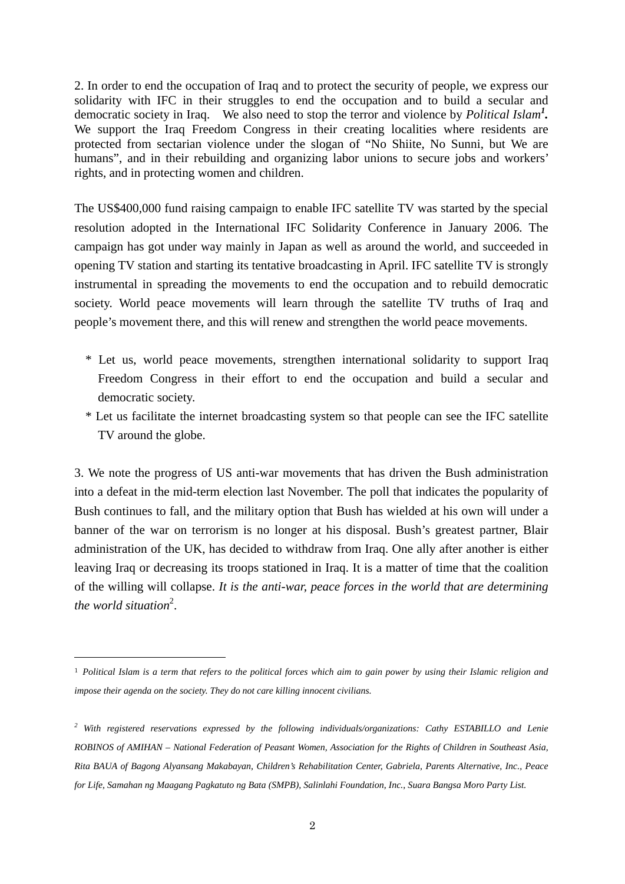2. In order to end the occupation of Iraq and to protect the security of people, we express our solidarity with IFC in their struggles to end the occupation and to build a secular and democratic society in Iraq. We also need to stop the terror and violence by *Political Islam*[1]**.** We support the Iraq Freedom Congress in their creating localities where residents are protected from sectarian violence under the slogan of "No Shiite, No Sunni, but We are humans", and in their rebuilding and organizing labor unions to secure jobs and workers' rights, and in protecting women and children.

The US$400,000 fund raising campaign to enable IFC satellite TV was started by the special resolution adopted in the International IFC Solidarity Conference in January 2006. The campaign has got under way mainly in Japan as well as around the world, and succeeded in opening TV station and starting its tentative broadcasting in April. IFC satellite TV is strongly instrumental in spreading the movements to end the occupation and to rebuild democratic society. World peace movements will learn through the satellite TV truths of Iraq and people's movement there, and this will renew and strengthen the world peace movements.

* Let us, world peace movements, strengthen international solidarity to support Iraq Freedom Congress in their effort to end the occupation and build a secular and democratic society.
* Let us facilitate the internet broadcasting system so that people can see the IFC satellite TV around the globe.

3. We note the progress of US anti-war movements that has driven the Bush administration into a defeat in the mid-term election last November. The poll that indicates the popularity of Bush continues to fall, and the military option that Bush has wielded at his own will under a banner of the war on terrorism is no longer at his disposal. Bush's greatest partner, Blair administration of the UK, has decided to withdraw from Iraq. One ally after another is either leaving Iraq or decreasing its troops stationed in Iraq. It is a matter of time that the coalition of the willing will collapse. *It is the anti-war, peace forces in the world that are determining the world situation*[2].

---

[1] *Political Islam is a term that refers to the political forces which aim to gain power by using their Islamic religion and impose their agenda on the society. They do not care killing innocent civilians.*

[2] *With registered reservations expressed by the following individuals/organizations: Cathy ESTABILLO and Lenie ROBINOS of AMIHAN – National Federation of Peasant Women, Association for the Rights of Children in Southeast Asia, Rita BAUA of Bagong Alyansang Makabayan, Children's Rehabilitation Center, Gabriela, Parents Alternative, Inc., Peace for Life, Samahan ng Maagang Pagkatuto ng Bata (SMPB), Salinlahi Foundation, Inc., Suara Bangsa Moro Party List.*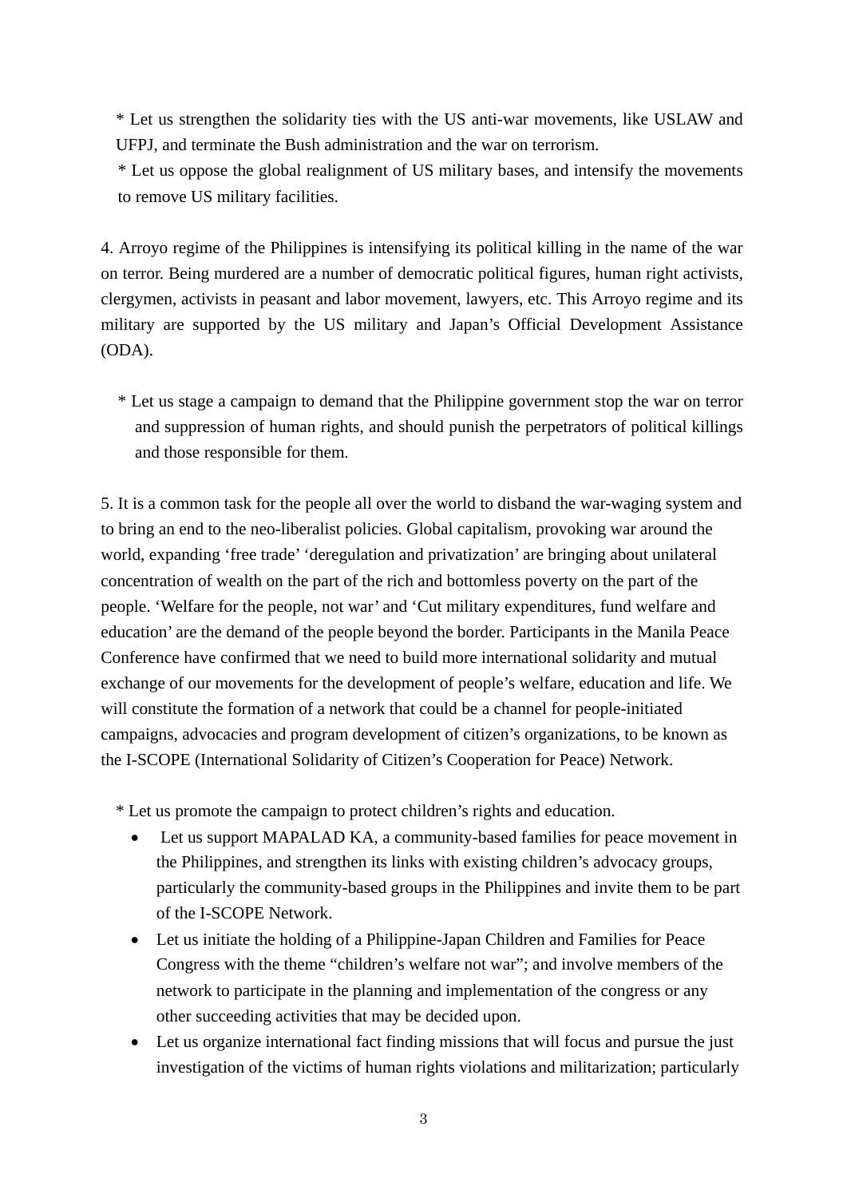* Let us strengthen the solidarity ties with the US anti-war movements, like USLAW and UFPJ, and terminate the Bush administration and the war on terrorism.

* Let us oppose the global realignment of US military bases, and intensify the movements to remove US military facilities.

4. Arroyo regime of the Philippines is intensifying its political killing in the name of the war on terror. Being murdered are a number of democratic political figures, human right activists, clergymen, activists in peasant and labor movement, lawyers, etc. This Arroyo regime and its military are supported by the US military and Japan's Official Development Assistance (ODA).

* Let us stage a campaign to demand that the Philippine government stop the war on terror and suppression of human rights, and should punish the perpetrators of political killings and those responsible for them.

5. It is a common task for the people all over the world to disband the war-waging system and to bring an end to the neo-liberalist policies. Global capitalism, provoking war around the world, expanding 'free trade' 'deregulation and privatization' are bringing about unilateral concentration of wealth on the part of the rich and bottomless poverty on the part of the people. 'Welfare for the people, not war' and 'Cut military expenditures, fund welfare and education' are the demand of the people beyond the border. Participants in the Manila Peace Conference have confirmed that we need to build more international solidarity and mutual exchange of our movements for the development of people's welfare, education and life. We will constitute the formation of a network that could be a channel for people-initiated campaigns, advocacies and program development of citizen's organizations, to be known as the I-SCOPE (International Solidarity of Citizen's Cooperation for Peace) Network.

* Let us promote the campaign to protect children's rights and education.

- Let us support MAPALAD KA, a community-based families for peace movement in the Philippines, and strengthen its links with existing children's advocacy groups, particularly the community-based groups in the Philippines and invite them to be part of the I-SCOPE Network.
- Let us initiate the holding of a Philippine-Japan Children and Families for Peace Congress with the theme "children's welfare not war"; and involve members of the network to participate in the planning and implementation of the congress or any other succeeding activities that may be decided upon.
- Let us organize international fact finding missions that will focus and pursue the just investigation of the victims of human rights violations and militarization; particularly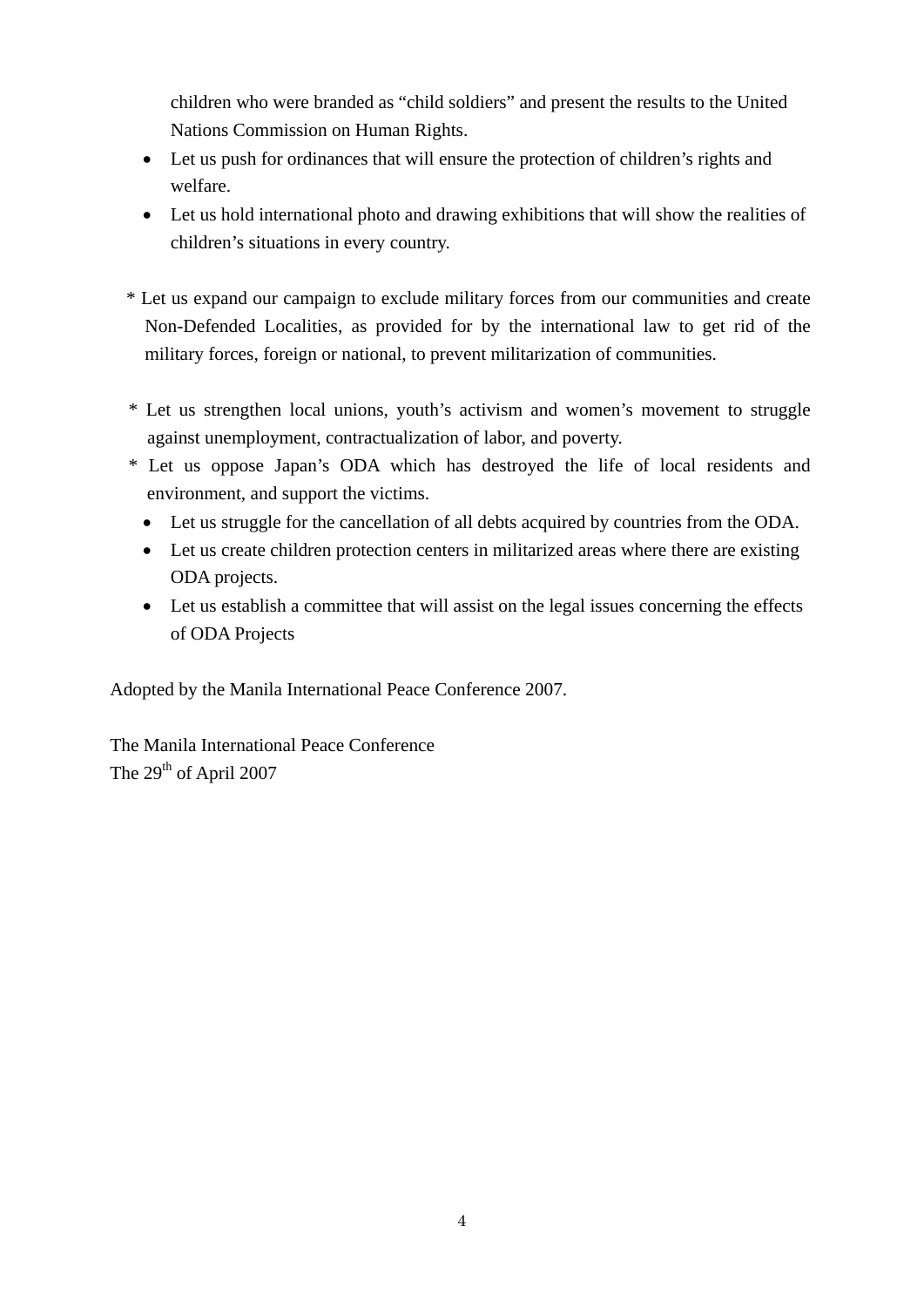children who were branded as "child soldiers" and present the results to the United Nations Commission on Human Rights.
- Let us push for ordinances that will ensure the protection of children's rights and welfare.
- Let us hold international photo and drawing exhibitions that will show the realities of children's situations in every country.

\* Let us expand our campaign to exclude military forces from our communities and create Non-Defended Localities, as provided for by the international law to get rid of the military forces, foreign or national, to prevent militarization of communities.

\* Let us strengthen local unions, youth's activism and women's movement to struggle against unemployment, contractualization of labor, and poverty.

\* Let us oppose Japan's ODA which has destroyed the life of local residents and environment, and support the victims.

- Let us struggle for the cancellation of all debts acquired by countries from the ODA.
- Let us create children protection centers in militarized areas where there are existing ODA projects.
- Let us establish a committee that will assist on the legal issues concerning the effects of ODA Projects

Adopted by the Manila International Peace Conference 2007.

The Manila International Peace Conference
The 29th of April 2007